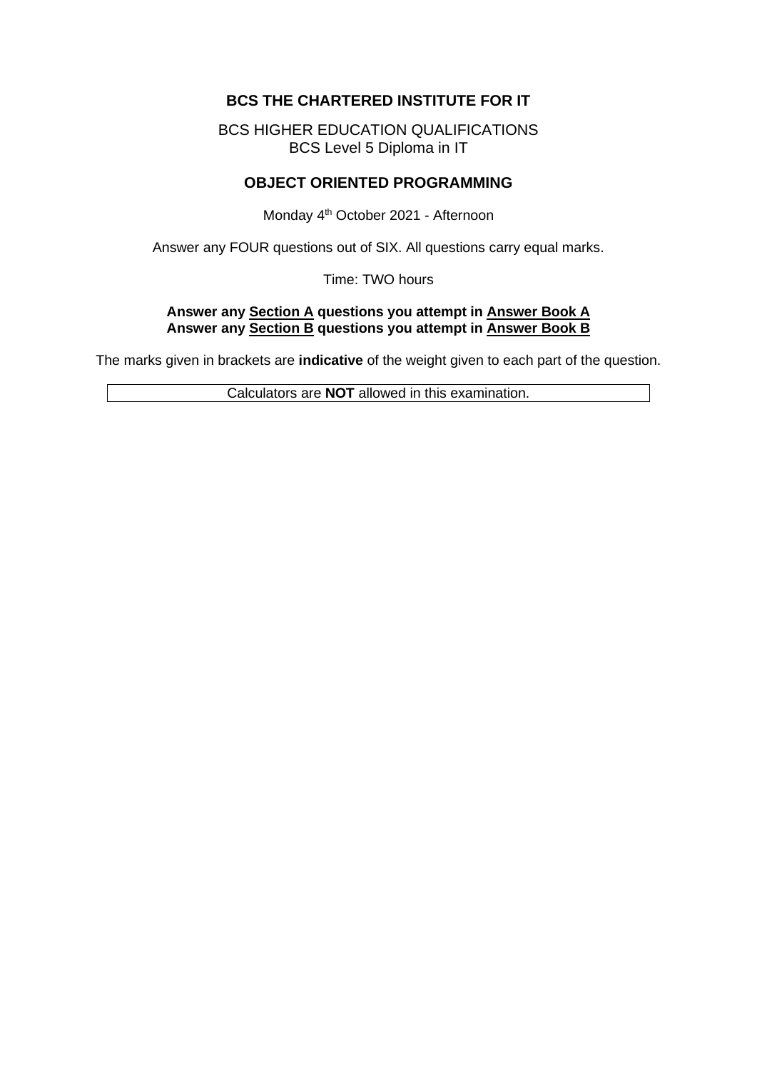**BCS THE CHARTERED INSTITUTE FOR IT**

BCS HIGHER EDUCATION QUALIFICATIONS
BCS Level 5 Diploma in IT

**OBJECT ORIENTED PROGRAMMING**

Monday 4th October 2021 - Afternoon

Answer any FOUR questions out of SIX. All questions carry equal marks.

Time: TWO hours

**Answer any Section A questions you attempt in Answer Book A**
**Answer any Section B questions you attempt in Answer Book B**

The marks given in brackets are **indicative** of the weight given to each part of the question.

Calculators are **NOT** allowed in this examination.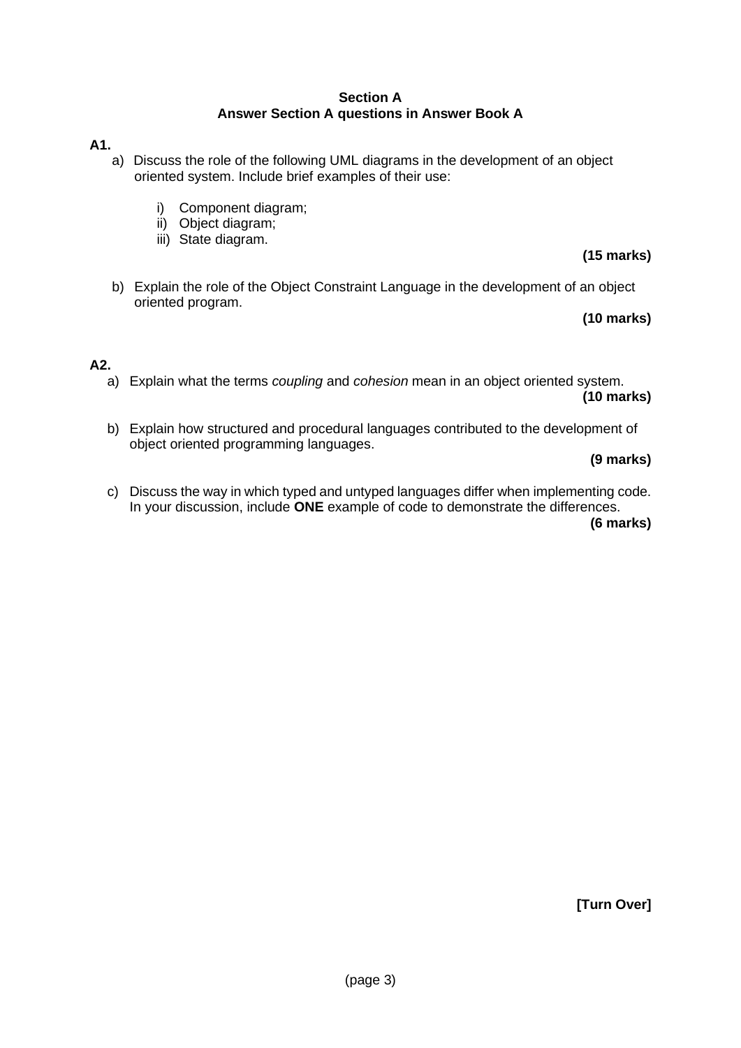**Section A**
**Answer Section A questions in Answer Book A**

**A1.**

a) Discuss the role of the following UML diagrams in the development of an object oriented system. Include brief examples of their use:

   i) Component diagram;
   ii) Object diagram;
   iii) State diagram.

**(15 marks)**

b) Explain the role of the Object Constraint Language in the development of an object oriented program.

**(10 marks)**

**A2.**

a) Explain what the terms *coupling* and *cohesion* mean in an object oriented system.

**(10 marks)**

b) Explain how structured and procedural languages contributed to the development of object oriented programming languages.

**(9 marks)**

c) Discuss the way in which typed and untyped languages differ when implementing code. In your discussion, include **ONE** example of code to demonstrate the differences.

**(6 marks)**

**[Turn Over]**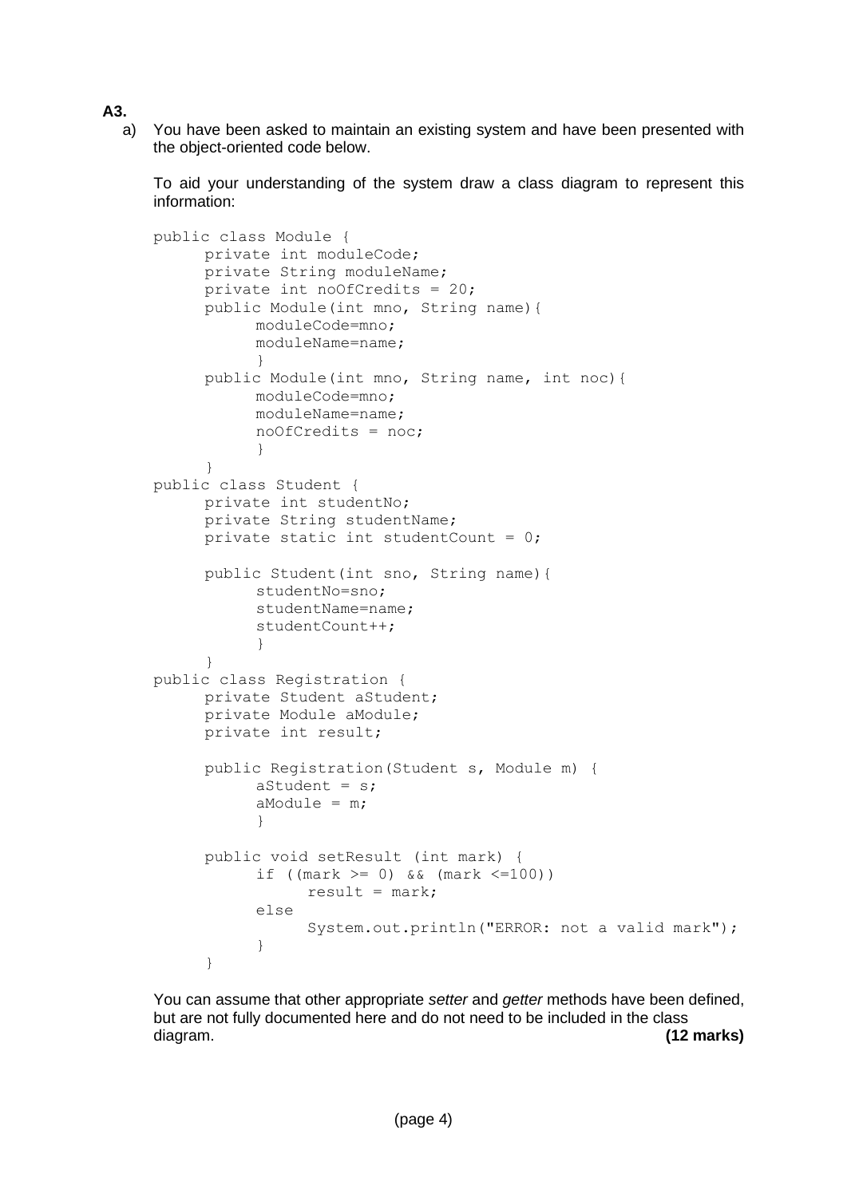**A3.**

a) You have been asked to maintain an existing system and have been presented with the object-oriented code below.

To aid your understanding of the system draw a class diagram to represent this information:

```
public class Module {
      private int moduleCode;
      private String moduleName;
      private int noOfCredits = 20;
      public Module(int mno, String name){
            moduleCode=mno;
            moduleName=name;
            }
      public Module(int mno, String name, int noc){
            moduleCode=mno;
            moduleName=name;
            noOfCredits = noc;
            }
      }
public class Student {
      private int studentNo;
      private String studentName;
      private static int studentCount = 0;

      public Student(int sno, String name){
            studentNo=sno;
            studentName=name;
            studentCount++;
            }
      }
public class Registration {
      private Student aStudent;
      private Module aModule;
      private int result;

      public Registration(Student s, Module m) {
            aStudent = s;
            aModule = m;
            }

      public void setResult (int mark) {
            if ((mark >= 0) && (mark <=100))
                  result = mark;
            else
                  System.out.println("ERROR: not a valid mark");
            }
      }
```

You can assume that other appropriate *setter* and *getter* methods have been defined, but are not fully documented here and do not need to be included in the class diagram. **(12 marks)**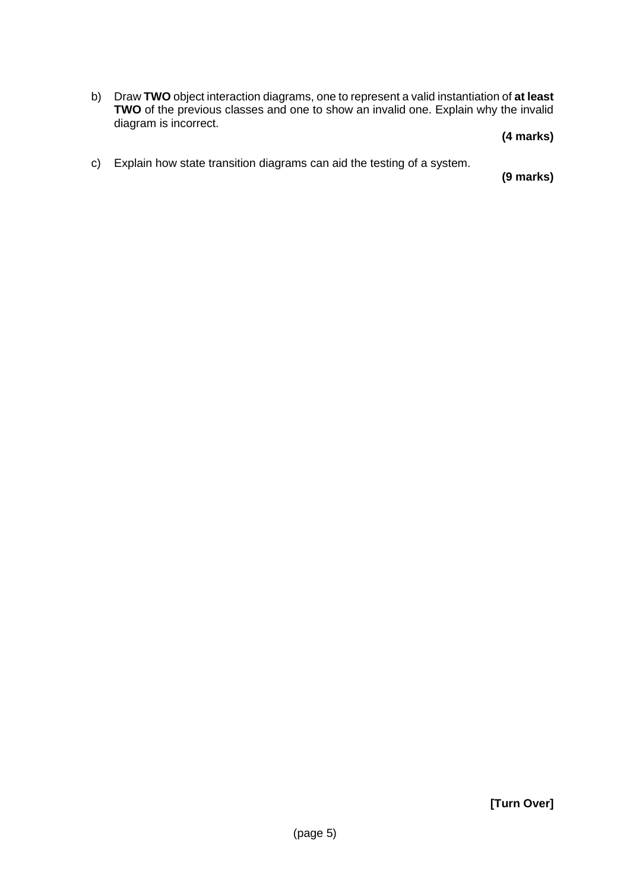b) Draw **TWO** object interaction diagrams, one to represent a valid instantiation of **at least TWO** of the previous classes and one to show an invalid one. Explain why the invalid diagram is incorrect.

**(4 marks)**

c) Explain how state transition diagrams can aid the testing of a system.

**(9 marks)**

**[Turn Over]**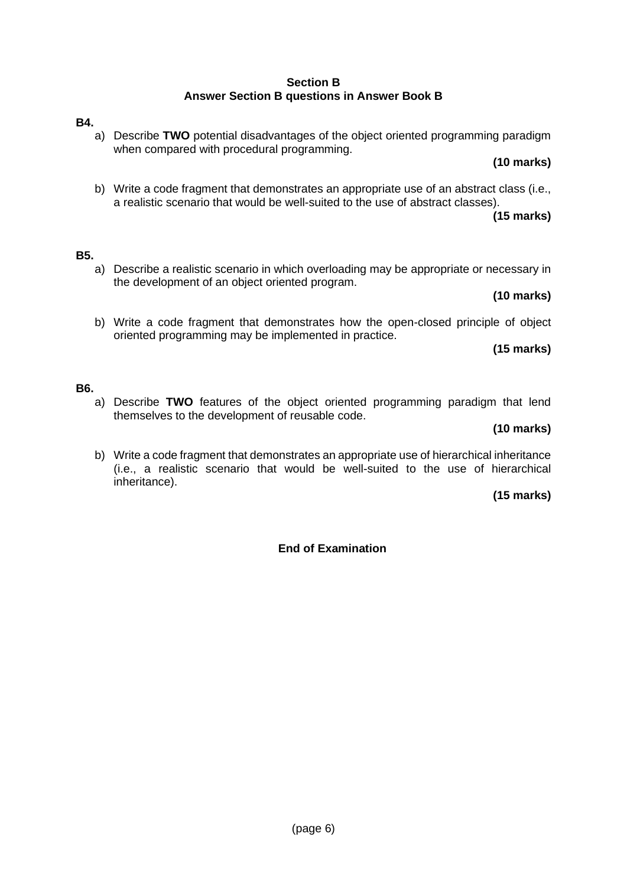## Section B
## Answer Section B questions in Answer Book B

**B4.**

a) Describe **TWO** potential disadvantages of the object oriented programming paradigm when compared with procedural programming.

**(10 marks)**

b) Write a code fragment that demonstrates an appropriate use of an abstract class (i.e., a realistic scenario that would be well-suited to the use of abstract classes).

**(15 marks)**

**B5.**

a) Describe a realistic scenario in which overloading may be appropriate or necessary in the development of an object oriented program.

**(10 marks)**

b) Write a code fragment that demonstrates how the open-closed principle of object oriented programming may be implemented in practice.

**(15 marks)**

**B6.**

a) Describe **TWO** features of the object oriented programming paradigm that lend themselves to the development of reusable code.

**(10 marks)**

b) Write a code fragment that demonstrates an appropriate use of hierarchical inheritance (i.e., a realistic scenario that would be well-suited to the use of hierarchical inheritance).

**(15 marks)**

**End of Examination**